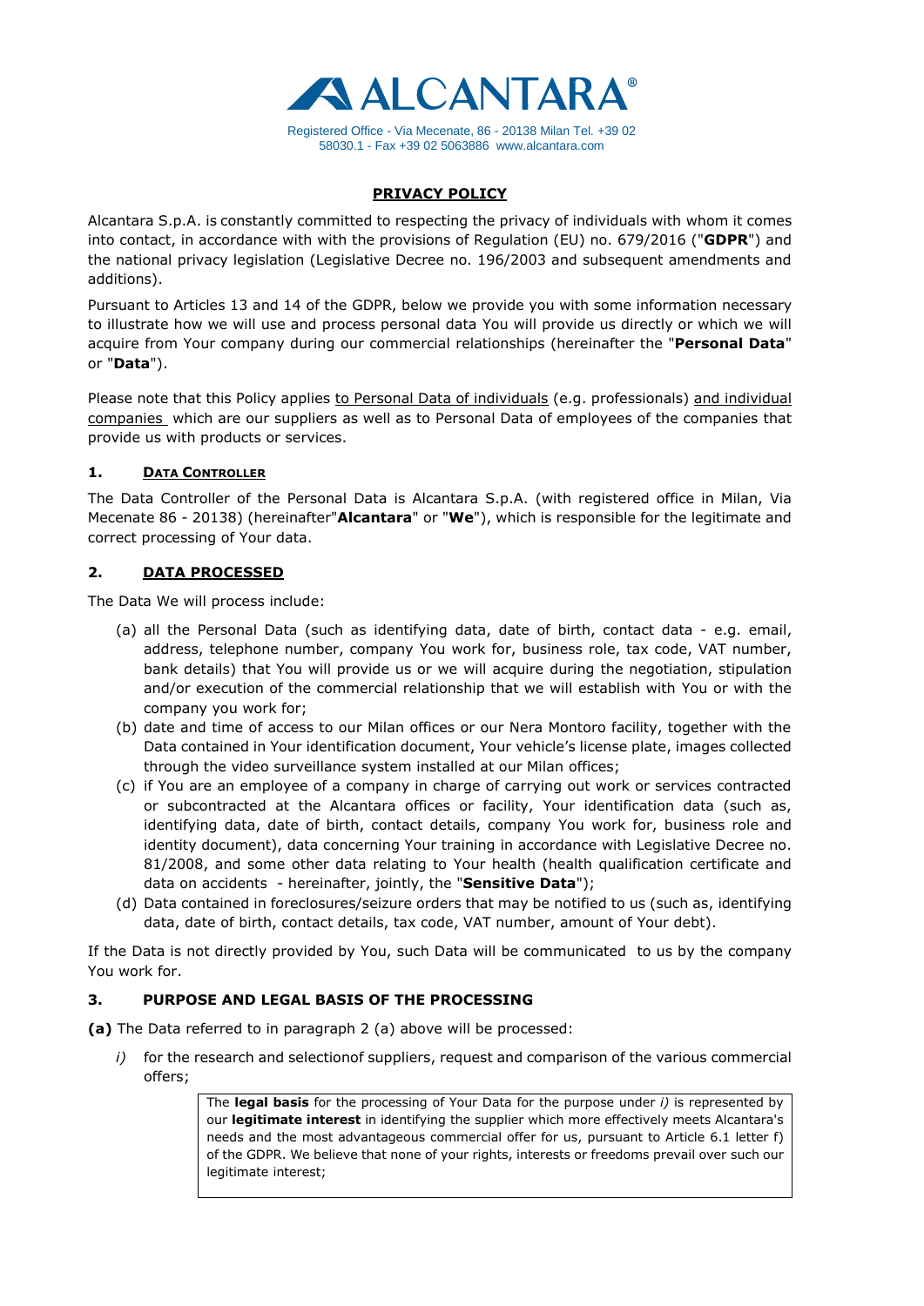ALCANTARA®

Registered Office - Via Mecenate, 86 - 20138 Milan Tel. +39 02 58030.1 - Fax +39 02 5063886 www.alcantara.com

# PRIVACY POLICY

Alcantara S.p.A. is constantly committed to respecting the privacy of individuals with whom it comes into contact, in accordance with with the provisions of Regulation (EU) no. 679/2016 ("**GDPR**") and the national privacy legislation (Legislative Decree no. 196/2003 and subsequent amendments and additions).

Pursuant to Articles 13 and 14 of the GDPR, below we provide you with some information necessary to illustrate how we will use and process personal data You will provide us directly or which we will acquire from Your company during our commercial relationships (hereinafter the "**Personal Data**" or "**Data**").

Please note that this Policy applies to Personal Data of individuals (e.g. professionals) and individual companies which are our suppliers as well as to Personal Data of employees of the companies that provide us with products or services.

## 1. DATA CONTROLLER

The Data Controller of the Personal Data is Alcantara S.p.A. (with registered office in Milan, Via Mecenate 86 - 20138) (hereinafter"**Alcantara**" or "**We**"), which is responsible for the legitimate and correct processing of Your data.

## 2. DATA PROCESSED

The Data We will process include:

(a) all the Personal Data (such as identifying data, date of birth, contact data - e.g. email, address, telephone number, company You work for, business role, tax code, VAT number, bank details) that You will provide us or we will acquire during the negotiation, stipulation and/or execution of the commercial relationship that we will establish with You or with the company you work for;

(b) date and time of access to our Milan offices or our Nera Montoro facility, together with the Data contained in Your identification document, Your vehicle's license plate, images collected through the video surveillance system installed at our Milan offices;

(c) if You are an employee of a company in charge of carrying out work or services contracted or subcontracted at the Alcantara offices or facility, Your identification data (such as, identifying data, date of birth, contact details, company You work for, business role and identity document), data concerning Your training in accordance with Legislative Decree no. 81/2008, and some other data relating to Your health (health qualification certificate and data on accidents - hereinafter, jointly, the "**Sensitive Data**");

(d) Data contained in foreclosures/seizure orders that may be notified to us (such as, identifying data, date of birth, contact details, tax code, VAT number, amount of Your debt).

If the Data is not directly provided by You, such Data will be communicated to us by the company You work for.

## 3. PURPOSE AND LEGAL BASIS OF THE PROCESSING

**(a)** The Data referred to in paragraph 2 (a) above will be processed:

*i)* for the research and selectionof suppliers, request and comparison of the various commercial offers;

> The **legal basis** for the processing of Your Data for the purpose under *i)* is represented by our **legitimate interest** in identifying the supplier which more effectively meets Alcantara's needs and the most advantageous commercial offer for us, pursuant to Article 6.1 letter f) of the GDPR. We believe that none of your rights, interests or freedoms prevail over such our legitimate interest;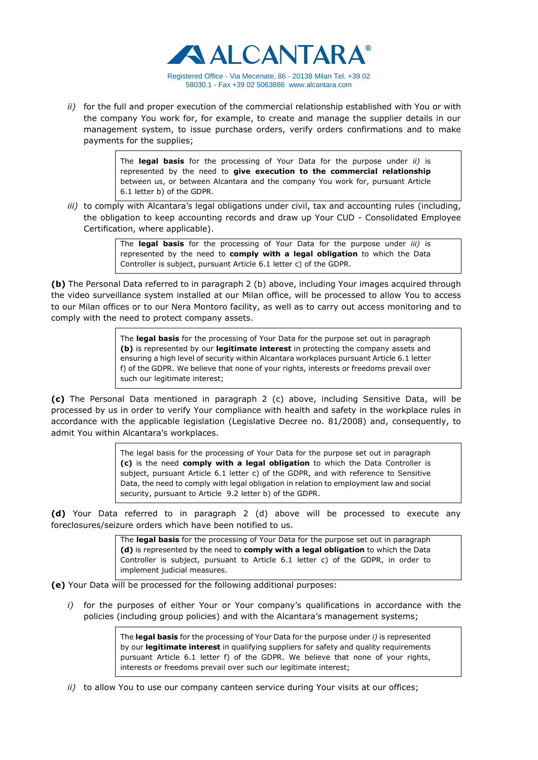*ii)* for the full and proper execution of the commercial relationship established with You or with the company You work for, for example, to create and manage the supplier details in our management system, to issue purchase orders, verify orders confirmations and to make payments for the supplies;

> The **legal basis** for the processing of Your Data for the purpose under *ii)* is represented by the need to **give execution to the commercial relationship** between us, or between Alcantara and the company You work for, pursuant Article 6.1 letter b) of the GDPR.

*iii)* to comply with Alcantara's legal obligations under civil, tax and accounting rules (including, the obligation to keep accounting records and draw up Your CUD - Consolidated Employee Certification, where applicable).

> The **legal basis** for the processing of Your Data for the purpose under *iii)* is represented by the need to **comply with a legal obligation** to which the Data Controller is subject, pursuant Article 6.1 letter c) of the GDPR.

**(b)** The Personal Data referred to in paragraph 2 (b) above, including Your images acquired through the video surveillance system installed at our Milan office, will be processed to allow You to access to our Milan offices or to our Nera Montoro facility, as well as to carry out access monitoring and to comply with the need to protect company assets.

> The **legal basis** for the processing of Your Data for the purpose set out in paragraph **(b)** is represented by our **legitimate interest** in protecting the company assets and ensuring a high level of security within Alcantara workplaces pursuant Article 6.1 letter f) of the GDPR. We believe that none of your rights, interests or freedoms prevail over such our legitimate interest;

**(c)** The Personal Data mentioned in paragraph 2 (c) above, including Sensitive Data, will be processed by us in order to verify Your compliance with health and safety in the workplace rules in accordance with the applicable legislation (Legislative Decree no. 81/2008) and, consequently, to admit You within Alcantara's workplaces.

> The legal basis for the processing of Your Data for the purpose set out in paragraph **(c)** is the need **comply with a legal obligation** to which the Data Controller is subject, pursuant Article 6.1 letter c) of the GDPR, and with reference to Sensitive Data, the need to comply with legal obligation in relation to employment law and social security, pursuant to Article 9.2 letter b) of the GDPR.

**(d)** Your Data referred to in paragraph 2 (d) above will be processed to execute any foreclosures/seizure orders which have been notified to us.

> The **legal basis** for the processing of Your Data for the purpose set out in paragraph **(d)** is represented by the need to **comply with a legal obligation** to which the Data Controller is subject, pursuant to Article 6.1 letter c) of the GDPR, in order to implement judicial measures.

**(e)** Your Data will be processed for the following additional purposes:

*i)* for the purposes of either Your or Your company's qualifications in accordance with the policies (including group policies) and with the Alcantara's management systems;

> The **legal basis** for the processing of Your Data for the purpose under *i)* is represented by our **legitimate interest** in qualifying suppliers for safety and quality requirements pursuant Article 6.1 letter f) of the GDPR. We believe that none of your rights, interests or freedoms prevail over such our legitimate interest;

*ii)* to allow You to use our company canteen service during Your visits at our offices;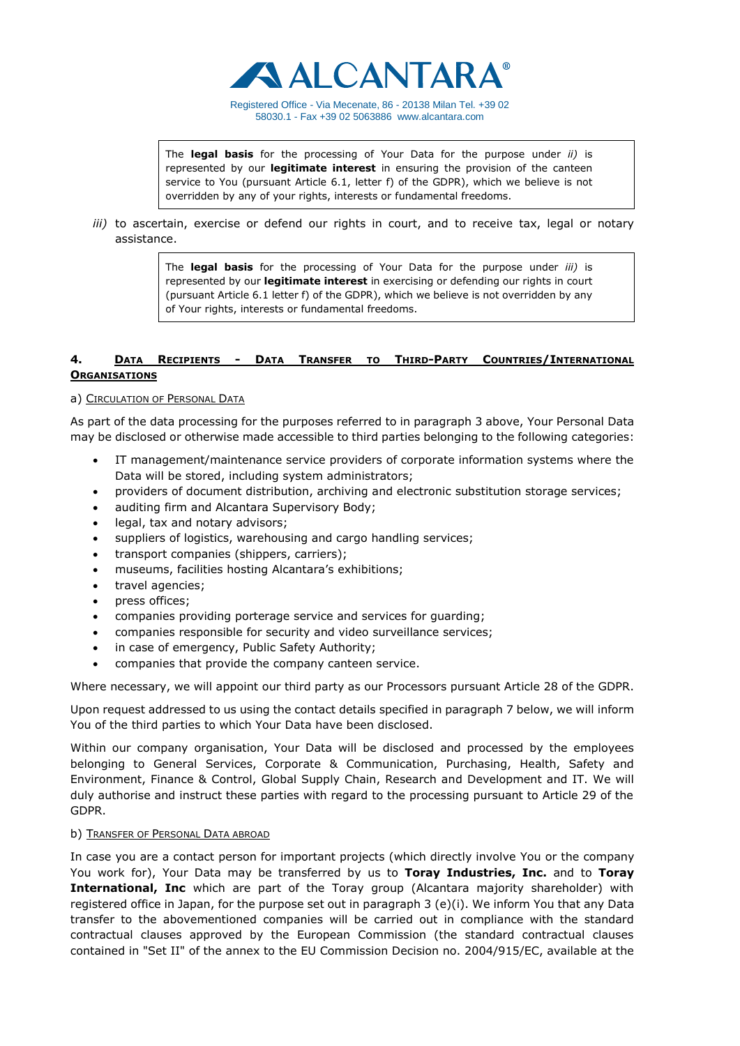> The **legal basis** for the processing of Your Data for the purpose under *ii)* is represented by our **legitimate interest** in ensuring the provision of the canteen service to You (pursuant Article 6.1, letter f) of the GDPR), which we believe is not overridden by any of your rights, interests or fundamental freedoms.

*iii)* to ascertain, exercise or defend our rights in court, and to receive tax, legal or notary assistance.

> The **legal basis** for the processing of Your Data for the purpose under *iii)* is represented by our **legitimate interest** in exercising or defending our rights in court (pursuant Article 6.1 letter f) of the GDPR), which we believe is not overridden by any of Your rights, interests or fundamental freedoms.

## 4. DATA RECIPIENTS - DATA TRANSFER TO THIRD-PARTY COUNTRIES/INTERNATIONAL ORGANISATIONS

### a) CIRCULATION OF PERSONAL DATA

As part of the data processing for the purposes referred to in paragraph 3 above, Your Personal Data may be disclosed or otherwise made accessible to third parties belonging to the following categories:

- IT management/maintenance service providers of corporate information systems where the Data will be stored, including system administrators;
- providers of document distribution, archiving and electronic substitution storage services;
- auditing firm and Alcantara Supervisory Body;
- legal, tax and notary advisors;
- suppliers of logistics, warehousing and cargo handling services;
- transport companies (shippers, carriers);
- museums, facilities hosting Alcantara's exhibitions;
- travel agencies;
- press offices;
- companies providing porterage service and services for guarding;
- companies responsible for security and video surveillance services;
- in case of emergency, Public Safety Authority;
- companies that provide the company canteen service.

Where necessary, we will appoint our third party as our Processors pursuant Article 28 of the GDPR.

Upon request addressed to us using the contact details specified in paragraph 7 below, we will inform You of the third parties to which Your Data have been disclosed.

Within our company organisation, Your Data will be disclosed and processed by the employees belonging to General Services, Corporate & Communication, Purchasing, Health, Safety and Environment, Finance & Control, Global Supply Chain, Research and Development and IT. We will duly authorise and instruct these parties with regard to the processing pursuant to Article 29 of the GDPR.

### b) TRANSFER OF PERSONAL DATA ABROAD

In case you are a contact person for important projects (which directly involve You or the company You work for), Your Data may be transferred by us to **Toray Industries, Inc.** and to **Toray International, Inc** which are part of the Toray group (Alcantara majority shareholder) with registered office in Japan, for the purpose set out in paragraph 3 (e)(i). We inform You that any Data transfer to the abovementioned companies will be carried out in compliance with the standard contractual clauses approved by the European Commission (the standard contractual clauses contained in "Set II" of the annex to the EU Commission Decision no. 2004/915/EC, available at the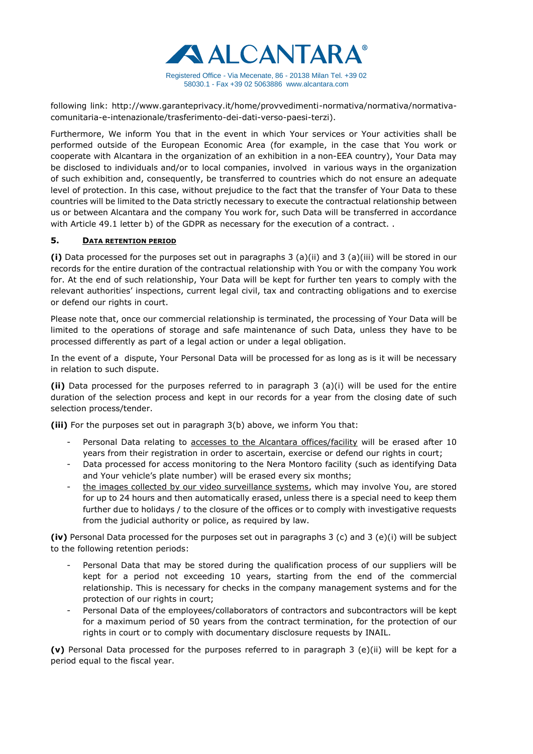following link: http://www.garanteprivacy.it/home/provvedimenti-normativa/normativa/normativa-comunitaria-e-intenazionale/trasferimento-dei-dati-verso-paesi-terzi).

Furthermore, We inform You that in the event in which Your services or Your activities shall be performed outside of the European Economic Area (for example, in the case that You work or cooperate with Alcantara in the organization of an exhibition in a non-EEA country), Your Data may be disclosed to individuals and/or to local companies, involved in various ways in the organization of such exhibition and, consequently, be transferred to countries which do not ensure an adequate level of protection. In this case, without prejudice to the fact that the transfer of Your Data to these countries will be limited to the Data strictly necessary to execute the contractual relationship between us or between Alcantara and the company You work for, such Data will be transferred in accordance with Article 49.1 letter b) of the GDPR as necessary for the execution of a contract. .

## 5. DATA RETENTION PERIOD

**(i)** Data processed for the purposes set out in paragraphs 3 (a)(ii) and 3 (a)(iii) will be stored in our records for the entire duration of the contractual relationship with You or with the company You work for. At the end of such relationship, Your Data will be kept for further ten years to comply with the relevant authorities' inspections, current legal civil, tax and contracting obligations and to exercise or defend our rights in court.

Please note that, once our commercial relationship is terminated, the processing of Your Data will be limited to the operations of storage and safe maintenance of such Data, unless they have to be processed differently as part of a legal action or under a legal obligation.

In the event of a dispute, Your Personal Data will be processed for as long as is it will be necessary in relation to such dispute.

**(ii)** Data processed for the purposes referred to in paragraph 3 (a)(i) will be used for the entire duration of the selection process and kept in our records for a year from the closing date of such selection process/tender.

**(iii)** For the purposes set out in paragraph 3(b) above, we inform You that:

- Personal Data relating to accesses to the Alcantara offices/facility will be erased after 10 years from their registration in order to ascertain, exercise or defend our rights in court;
- Data processed for access monitoring to the Nera Montoro facility (such as identifying Data and Your vehicle's plate number) will be erased every six months;
- the images collected by our video surveillance systems, which may involve You, are stored for up to 24 hours and then automatically erased, unless there is a special need to keep them further due to holidays / to the closure of the offices or to comply with investigative requests from the judicial authority or police, as required by law.

**(iv)** Personal Data processed for the purposes set out in paragraphs 3 (c) and 3 (e)(i) will be subject to the following retention periods:

- Personal Data that may be stored during the qualification process of our suppliers will be kept for a period not exceeding 10 years, starting from the end of the commercial relationship. This is necessary for checks in the company management systems and for the protection of our rights in court;
- Personal Data of the employees/collaborators of contractors and subcontractors will be kept for a maximum period of 50 years from the contract termination, for the protection of our rights in court or to comply with documentary disclosure requests by INAIL.

**(v)** Personal Data processed for the purposes referred to in paragraph 3 (e)(ii) will be kept for a period equal to the fiscal year.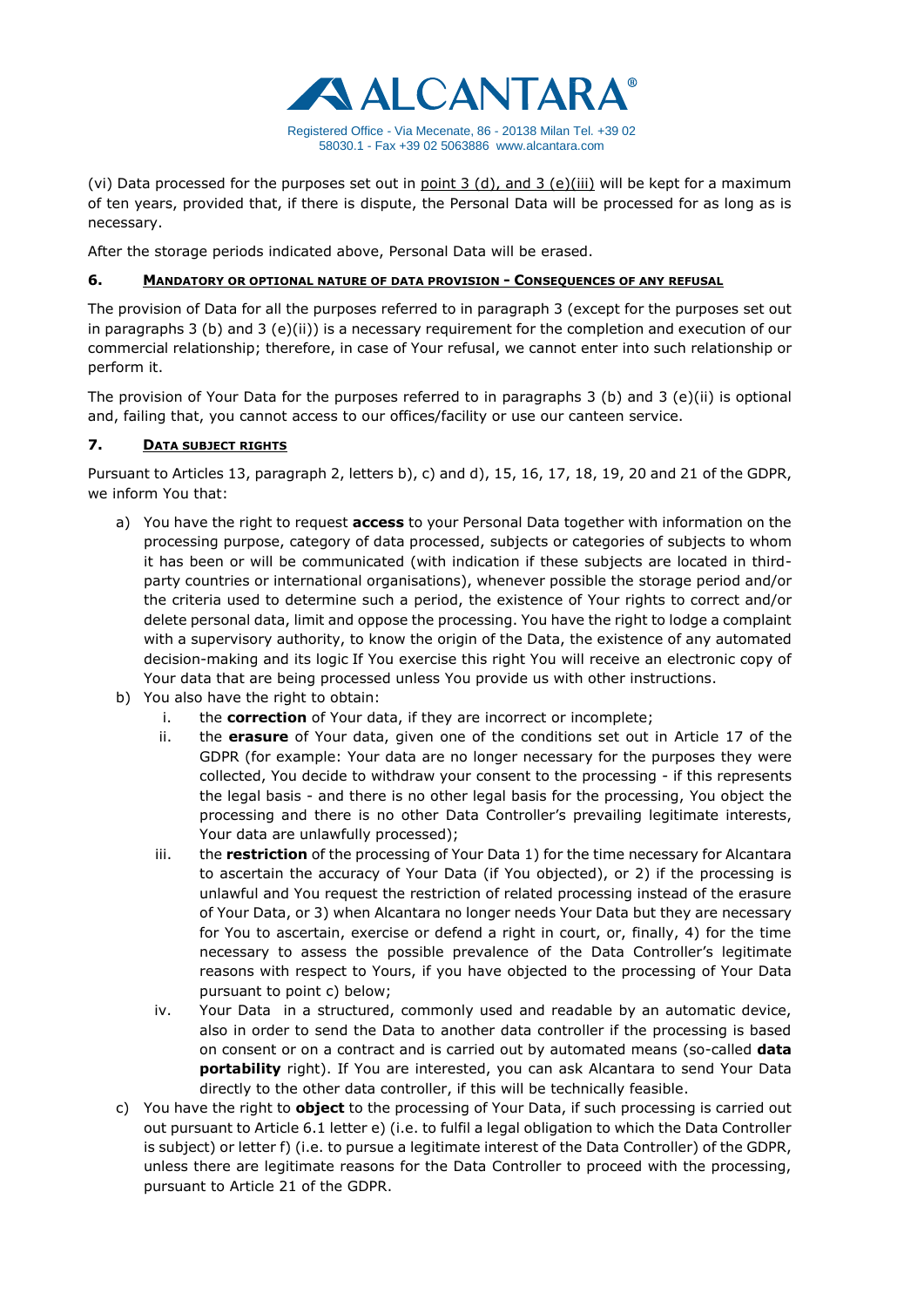(vi) Data processed for the purposes set out in point 3 (d), and 3 (e)(iii) will be kept for a maximum of ten years, provided that, if there is dispute, the Personal Data will be processed for as long as is necessary.

After the storage periods indicated above, Personal Data will be erased.

## 6. MANDATORY OR OPTIONAL NATURE OF DATA PROVISION - CONSEQUENCES OF ANY REFUSAL

The provision of Data for all the purposes referred to in paragraph 3 (except for the purposes set out in paragraphs 3 (b) and 3 (e)(ii)) is a necessary requirement for the completion and execution of our commercial relationship; therefore, in case of Your refusal, we cannot enter into such relationship or perform it.

The provision of Your Data for the purposes referred to in paragraphs 3 (b) and 3 (e)(ii) is optional and, failing that, you cannot access to our offices/facility or use our canteen service.

## 7. DATA SUBJECT RIGHTS

Pursuant to Articles 13, paragraph 2, letters b), c) and d), 15, 16, 17, 18, 19, 20 and 21 of the GDPR, we inform You that:

a) You have the right to request **access** to your Personal Data together with information on the processing purpose, category of data processed, subjects or categories of subjects to whom it has been or will be communicated (with indication if these subjects are located in third-party countries or international organisations), whenever possible the storage period and/or the criteria used to determine such a period, the existence of Your rights to correct and/or delete personal data, limit and oppose the processing. You have the right to lodge a complaint with a supervisory authority, to know the origin of the Data, the existence of any automated decision-making and its logic If You exercise this right You will receive an electronic copy of Your data that are being processed unless You provide us with other instructions.

b) You also have the right to obtain:
   i. the **correction** of Your data, if they are incorrect or incomplete;
   ii. the **erasure** of Your data, given one of the conditions set out in Article 17 of the GDPR (for example: Your data are no longer necessary for the purposes they were collected, You decide to withdraw your consent to the processing - if this represents the legal basis - and there is no other legal basis for the processing, You object the processing and there is no other Data Controller's prevailing legitimate interests, Your data are unlawfully processed);
   iii. the **restriction** of the processing of Your Data 1) for the time necessary for Alcantara to ascertain the accuracy of Your Data (if You objected), or 2) if the processing is unlawful and You request the restriction of related processing instead of the erasure of Your Data, or 3) when Alcantara no longer needs Your Data but they are necessary for You to ascertain, exercise or defend a right in court, or, finally, 4) for the time necessary to assess the possible prevalence of the Data Controller's legitimate reasons with respect to Yours, if you have objected to the processing of Your Data pursuant to point c) below;
   iv. Your Data in a structured, commonly used and readable by an automatic device, also in order to send the Data to another data controller if the processing is based on consent or on a contract and is carried out by automated means (so-called **data portability** right). If You are interested, you can ask Alcantara to send Your Data directly to the other data controller, if this will be technically feasible.

c) You have the right to **object** to the processing of Your Data, if such processing is carried out out pursuant to Article 6.1 letter e) (i.e. to fulfil a legal obligation to which the Data Controller is subject) or letter f) (i.e. to pursue a legitimate interest of the Data Controller) of the GDPR, unless there are legitimate reasons for the Data Controller to proceed with the processing, pursuant to Article 21 of the GDPR.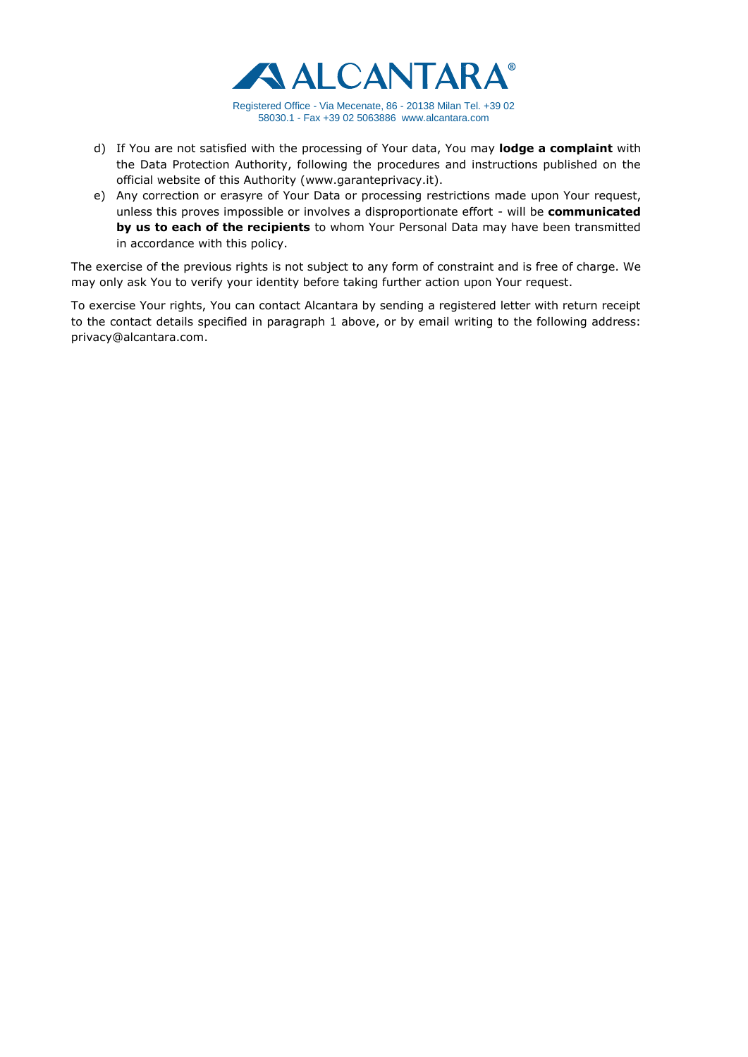d) If You are not satisfied with the processing of Your data, You may **lodge a complaint** with the Data Protection Authority, following the procedures and instructions published on the official website of this Authority (www.garanteprivacy.it).

e) Any correction or erasyre of Your Data or processing restrictions made upon Your request, unless this proves impossible or involves a disproportionate effort - will be **communicated by us to each of the recipients** to whom Your Personal Data may have been transmitted in accordance with this policy.

The exercise of the previous rights is not subject to any form of constraint and is free of charge. We may only ask You to verify your identity before taking further action upon Your request.

To exercise Your rights, You can contact Alcantara by sending a registered letter with return receipt to the contact details specified in paragraph 1 above, or by email writing to the following address: privacy@alcantara.com.